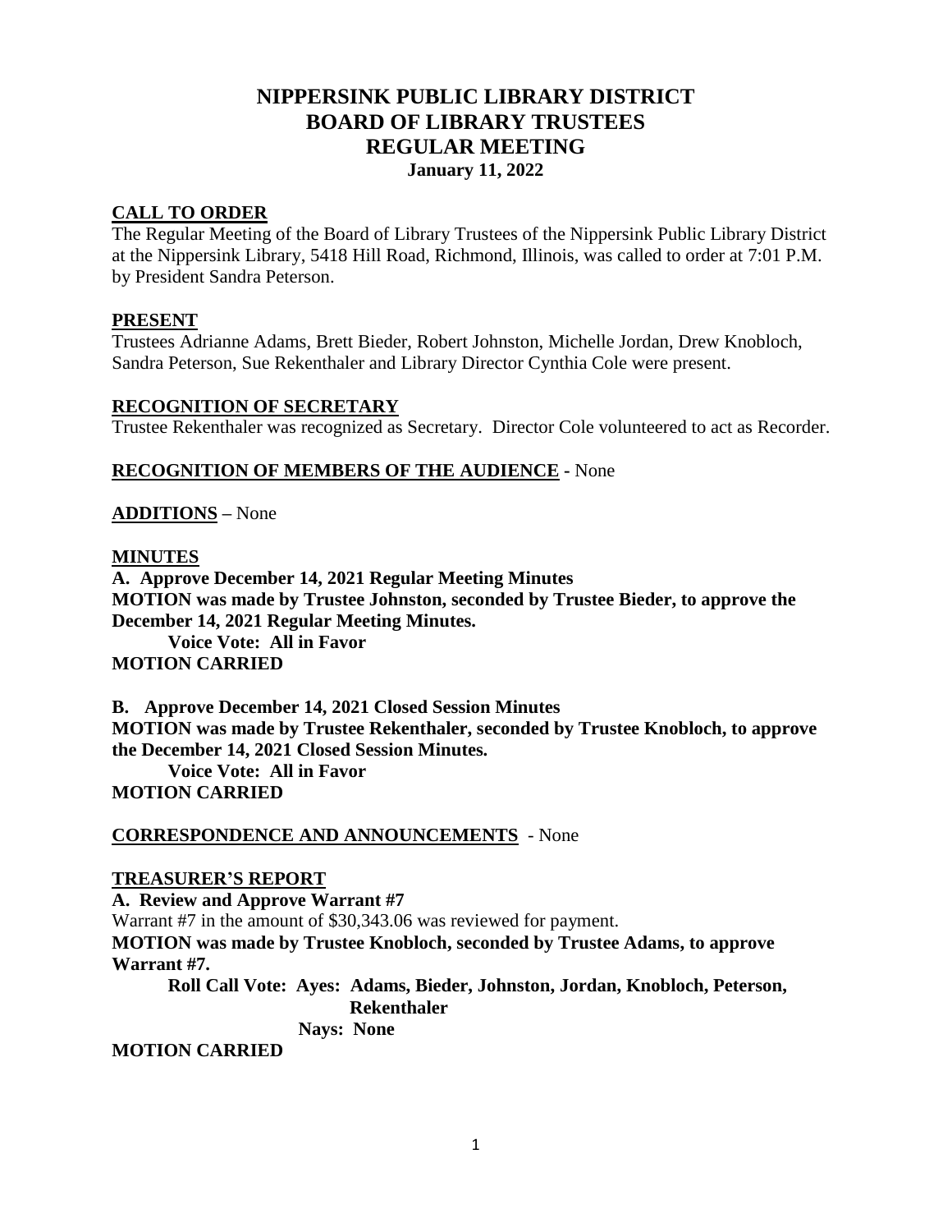# NIPPERSINK PUBLIC LIBRARY DISTRICT
# BOARD OF LIBRARY TRUSTEES
# REGULAR MEETING
### January 11, 2022

## CALL TO ORDER

The Regular Meeting of the Board of Library Trustees of the Nippersink Public Library District at the Nippersink Library, 5418 Hill Road, Richmond, Illinois, was called to order at 7:01 P.M. by President Sandra Peterson.

## PRESENT

Trustees Adrianne Adams, Brett Bieder, Robert Johnston, Michelle Jordan, Drew Knobloch, Sandra Peterson, Sue Rekenthaler and Library Director Cynthia Cole were present.

## RECOGNITION OF SECRETARY

Trustee Rekenthaler was recognized as Secretary. Director Cole volunteered to act as Recorder.

## RECOGNITION OF MEMBERS OF THE AUDIENCE - None

## ADDITIONS – None

## MINUTES

**A. Approve December 14, 2021 Regular Meeting Minutes**

**MOTION was made by Trustee Johnston, seconded by Trustee Bieder, to approve the December 14, 2021 Regular Meeting Minutes.**

**Voice Vote: All in Favor**

**MOTION CARRIED**

**B. Approve December 14, 2021 Closed Session Minutes**

**MOTION was made by Trustee Rekenthaler, seconded by Trustee Knobloch, to approve the December 14, 2021 Closed Session Minutes.**

**Voice Vote: All in Favor**

**MOTION CARRIED**

## CORRESPONDENCE AND ANNOUNCEMENTS - None

## TREASURER'S REPORT

**A. Review and Approve Warrant #7**

Warrant #7 in the amount of $30,343.06 was reviewed for payment.

**MOTION was made by Trustee Knobloch, seconded by Trustee Adams, to approve Warrant #7.**

**Roll Call Vote: Ayes: Adams, Bieder, Johnston, Jordan, Knobloch, Peterson, Rekenthaler**

**Nays: None**

**MOTION CARRIED**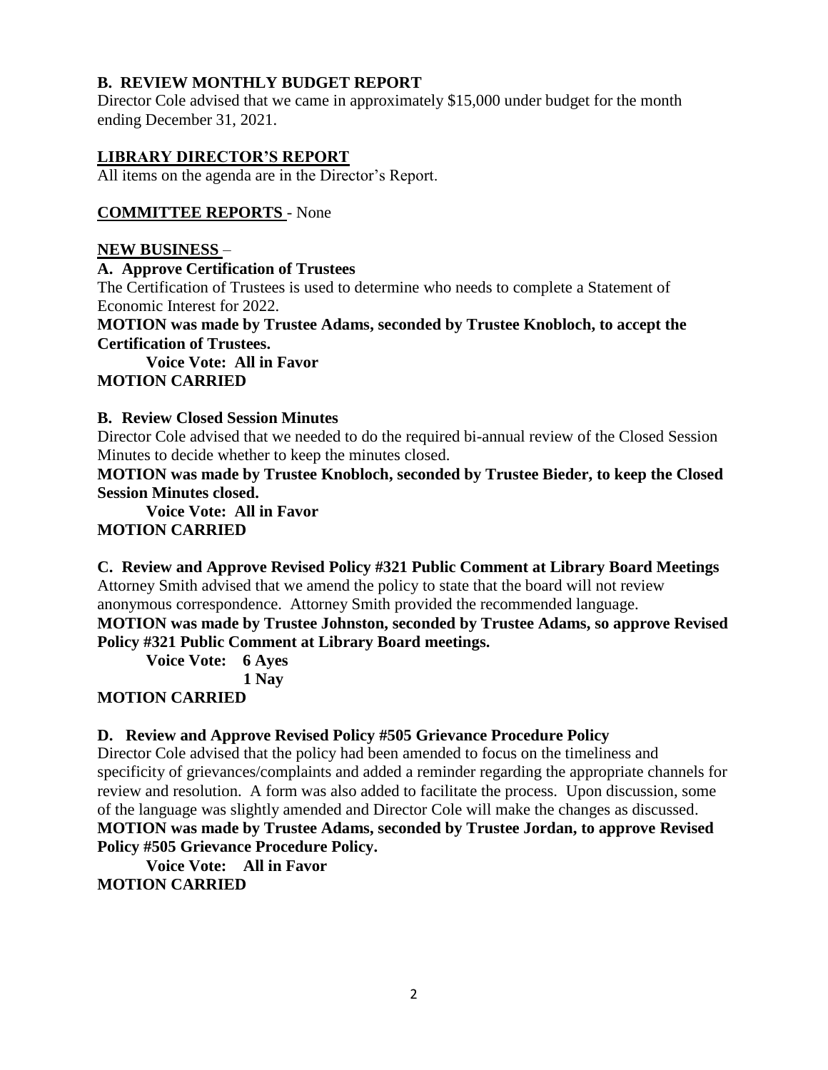### B. REVIEW MONTHLY BUDGET REPORT

Director Cole advised that we came in approximately $15,000 under budget for the month ending December 31, 2021.

## LIBRARY DIRECTOR'S REPORT

All items on the agenda are in the Director's Report.

## COMMITTEE REPORTS - None

## NEW BUSINESS –

### A. Approve Certification of Trustees

The Certification of Trustees is used to determine who needs to complete a Statement of Economic Interest for 2022.

**MOTION was made by Trustee Adams, seconded by Trustee Knobloch, to accept the Certification of Trustees.**

**Voice Vote: All in Favor**

**MOTION CARRIED**

### B. Review Closed Session Minutes

Director Cole advised that we needed to do the required bi-annual review of the Closed Session Minutes to decide whether to keep the minutes closed.

**MOTION was made by Trustee Knobloch, seconded by Trustee Bieder, to keep the Closed Session Minutes closed.**

**Voice Vote: All in Favor**

**MOTION CARRIED**

### C. Review and Approve Revised Policy #321 Public Comment at Library Board Meetings

Attorney Smith advised that we amend the policy to state that the board will not review anonymous correspondence. Attorney Smith provided the recommended language.

**MOTION was made by Trustee Johnston, seconded by Trustee Adams, so approve Revised Policy #321 Public Comment at Library Board meetings.**

**Voice Vote: 6 Ayes**
**1 Nay**

**MOTION CARRIED**

### D. Review and Approve Revised Policy #505 Grievance Procedure Policy

Director Cole advised that the policy had been amended to focus on the timeliness and specificity of grievances/complaints and added a reminder regarding the appropriate channels for review and resolution. A form was also added to facilitate the process. Upon discussion, some of the language was slightly amended and Director Cole will make the changes as discussed.

**MOTION was made by Trustee Adams, seconded by Trustee Jordan, to approve Revised Policy #505 Grievance Procedure Policy.**

**Voice Vote: All in Favor**

**MOTION CARRIED**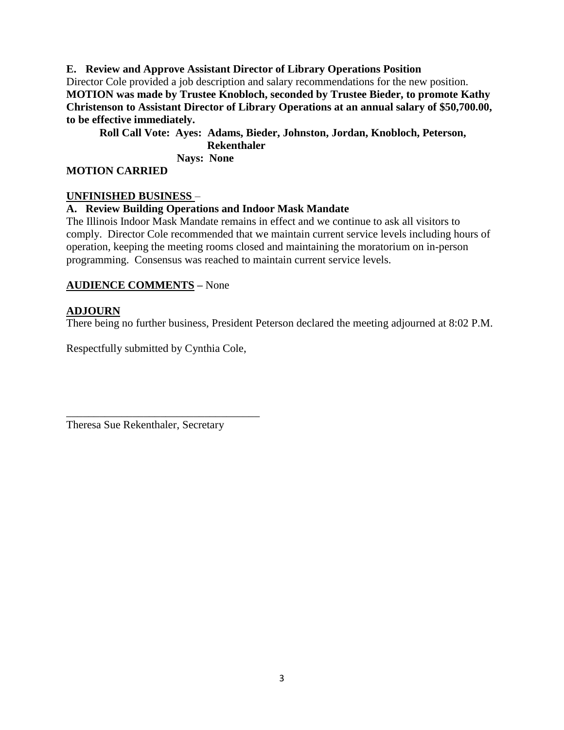**E. Review and Approve Assistant Director of Library Operations Position**

Director Cole provided a job description and salary recommendations for the new position.
**MOTION was made by Trustee Knobloch, seconded by Trustee Bieder, to promote Kathy Christenson to Assistant Director of Library Operations at an annual salary of $50,700.00, to be effective immediately.**

**Roll Call Vote: Ayes: Adams, Bieder, Johnston, Jordan, Knobloch, Peterson, Rekenthaler**

**Nays: None**

**MOTION CARRIED**

**UNFINISHED BUSINESS** –

**A. Review Building Operations and Indoor Mask Mandate**

The Illinois Indoor Mask Mandate remains in effect and we continue to ask all visitors to comply. Director Cole recommended that we maintain current service levels including hours of operation, keeping the meeting rooms closed and maintaining the moratorium on in-person programming. Consensus was reached to maintain current service levels.

**AUDIENCE COMMENTS** – None

**ADJOURN**

There being no further business, President Peterson declared the meeting adjourned at 8:02 P.M.

Respectfully submitted by Cynthia Cole,

\_\_\_\_\_\_\_\_\_\_\_\_\_\_\_\_\_\_\_\_\_\_\_\_\_\_\_\_\_\_\_\_\_\_\_\_

Theresa Sue Rekenthaler, Secretary